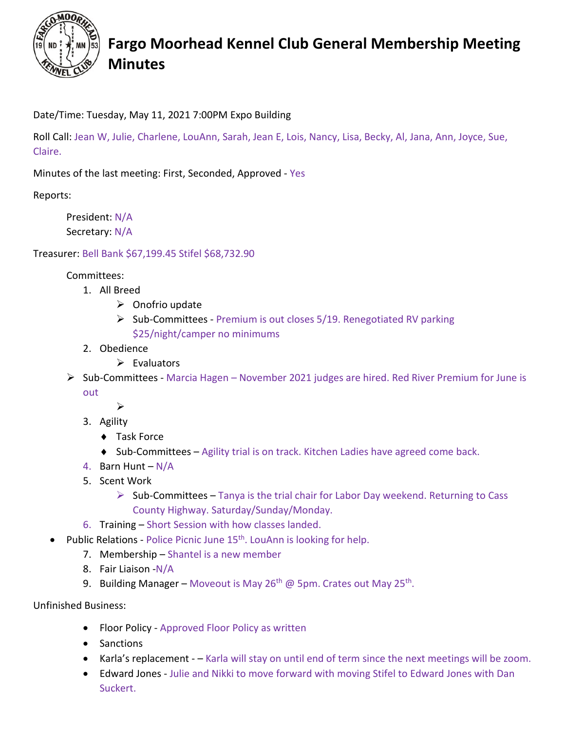# Fargo Moorhead Kennel Club General Membership Meeting Minutes

Date/Time: Tuesday, May 11, 2021 7:00PM Expo Building

Roll Call: Jean W, Julie, Charlene, LouAnn, Sarah, Jean E, Lois, Nancy, Lisa, Becky, Al, Jana, Ann, Joyce, Sue, Claire.

Minutes of the last meeting: First, Seconded, Approved - Yes

Reports:

President: N/A
Secretary: N/A

Treasurer: Bell Bank $67,199.45 Stifel $68,732.90

Committees:

1. All Breed
   - Onofrio update
   - Sub-Committees - Premium is out closes 5/19. Renegotiated RV parking $25/night/camper no minimums
2. Obedience
   - Evaluators
   - Sub-Committees - Marcia Hagen – November 2021 judges are hired. Red River Premium for June is out
   - 
3. Agility
   - Task Force
   - Sub-Committees – Agility trial is on track. Kitchen Ladies have agreed come back.
4. Barn Hunt – N/A
5. Scent Work
   - Sub-Committees – Tanya is the trial chair for Labor Day weekend. Returning to Cass County Highway. Saturday/Sunday/Monday.
6. Training – Short Session with how classes landed.

- Public Relations - Police Picnic June 15th. LouAnn is looking for help.

7. Membership – Shantel is a new member
8. Fair Liaison -N/A
9. Building Manager – Moveout is May 26th @ 5pm. Crates out May 25th.

Unfinished Business:

- Floor Policy - Approved Floor Policy as written
- Sanctions
- Karla's replacement - – Karla will stay on until end of term since the next meetings will be zoom.
- Edward Jones - Julie and Nikki to move forward with moving Stifel to Edward Jones with Dan Suckert.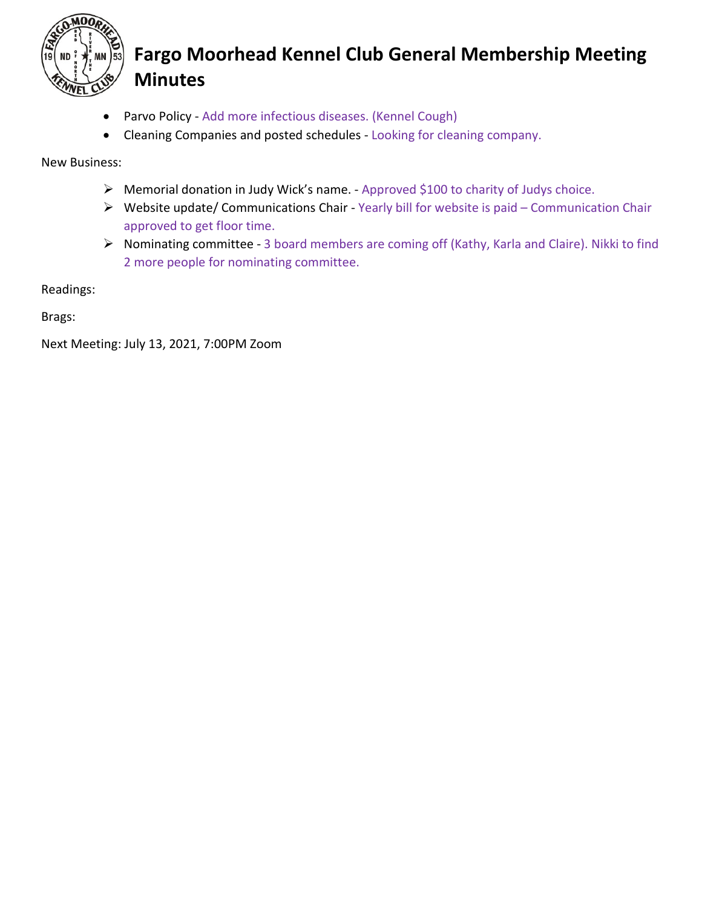# Fargo Moorhead Kennel Club General Membership Meeting Minutes

- Parvo Policy - Add more infectious diseases. (Kennel Cough)
- Cleaning Companies and posted schedules - Looking for cleaning company.

New Business:

- Memorial donation in Judy Wick's name. - Approved $100 to charity of Judys choice.
- Website update/ Communications Chair - Yearly bill for website is paid – Communication Chair approved to get floor time.
- Nominating committee - 3 board members are coming off (Kathy, Karla and Claire). Nikki to find 2 more people for nominating committee.

Readings:

Brags:

Next Meeting: July 13, 2021, 7:00PM Zoom